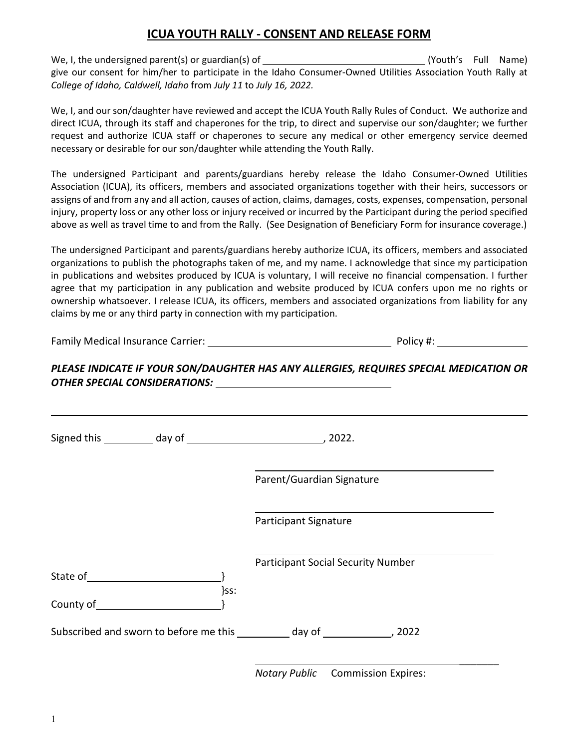## ICUA YOUTH RALLY - CONSENT AND RELEASE FORM

We, I, the undersigned parent(s) or guardian(s) of ______________________________ (Youth's Full Name) give our consent for him/her to participate in the Idaho Consumer-Owned Utilities Association Youth Rally at *College of Idaho, Caldwell, Idaho* from *July 11* to *July 16, 2022.*

We, I, and our son/daughter have reviewed and accept the ICUA Youth Rally Rules of Conduct. We authorize and direct ICUA, through its staff and chaperones for the trip, to direct and supervise our son/daughter; we further request and authorize ICUA staff or chaperones to secure any medical or other emergency service deemed necessary or desirable for our son/daughter while attending the Youth Rally.

The undersigned Participant and parents/guardians hereby release the Idaho Consumer-Owned Utilities Association (ICUA), its officers, members and associated organizations together with their heirs, successors or assigns of and from any and all action, causes of action, claims, damages, costs, expenses, compensation, personal injury, property loss or any other loss or injury received or incurred by the Participant during the period specified above as well as travel time to and from the Rally. (See Designation of Beneficiary Form for insurance coverage.)

The undersigned Participant and parents/guardians hereby authorize ICUA, its officers, members and associated organizations to publish the photographs taken of me, and my name. I acknowledge that since my participation in publications and websites produced by ICUA is voluntary, I will receive no financial compensation. I further agree that my participation in any publication and website produced by ICUA confers upon me no rights or ownership whatsoever. I release ICUA, its officers, members and associated organizations from liability for any claims by me or any third party in connection with my participation.

Family Medical Insurance Carrier: ______________________________ Policy #: ________________

***PLEASE INDICATE IF YOUR SON/DAUGHTER HAS ANY ALLERGIES, REQUIRES SPECIAL MEDICATION OR OTHER SPECIAL CONSIDERATIONS:*** ______________________________

________________________________________________________________________

Signed this _________ day of ________________________, 2022.

______________________________
Parent/Guardian Signature

______________________________
Participant Signature

______________________________
Participant Social Security Number

State of ______________________}
}ss:
County of _____________________}

Subscribed and sworn to before me this _________ day of ____________, 2022

______________________________ ________
*Notary Public* Commission Expires: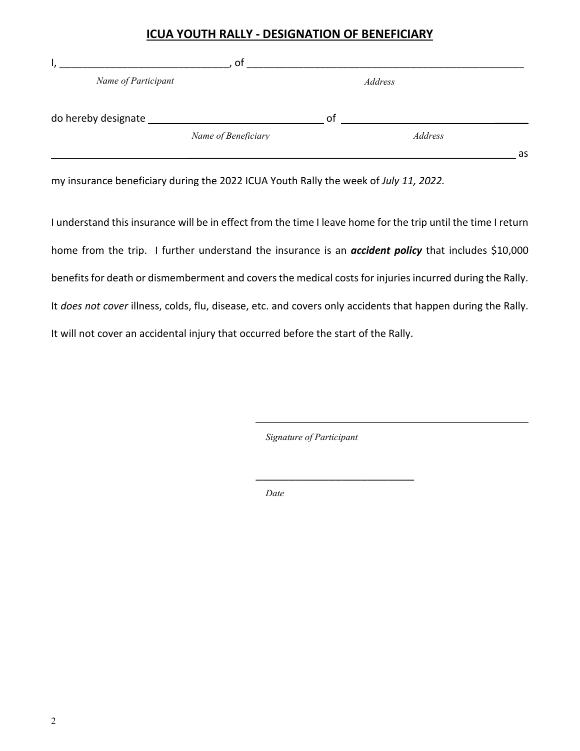## ICUA YOUTH RALLY - DESIGNATION OF BENEFICIARY

I, ______________________________, of ____________________________________________________

*Name of Participant* *Address*

do hereby designate ______________________________ of ______________________________

*Name of Beneficiary* *Address*

________________________________________________________________________________ as

my insurance beneficiary during the 2022 ICUA Youth Rally the week of *July 11, 2022.*

I understand this insurance will be in effect from the time I leave home for the trip until the time I return home from the trip. I further understand the insurance is an ***accident policy*** that includes $10,000 benefits for death or dismemberment and covers the medical costs for injuries incurred during the Rally. It *does not cover* illness, colds, flu, disease, etc. and covers only accidents that happen during the Rally. It will not cover an accidental injury that occurred before the start of the Rally.

______________________________________________

*Signature of Participant*

______________________________

*Date*